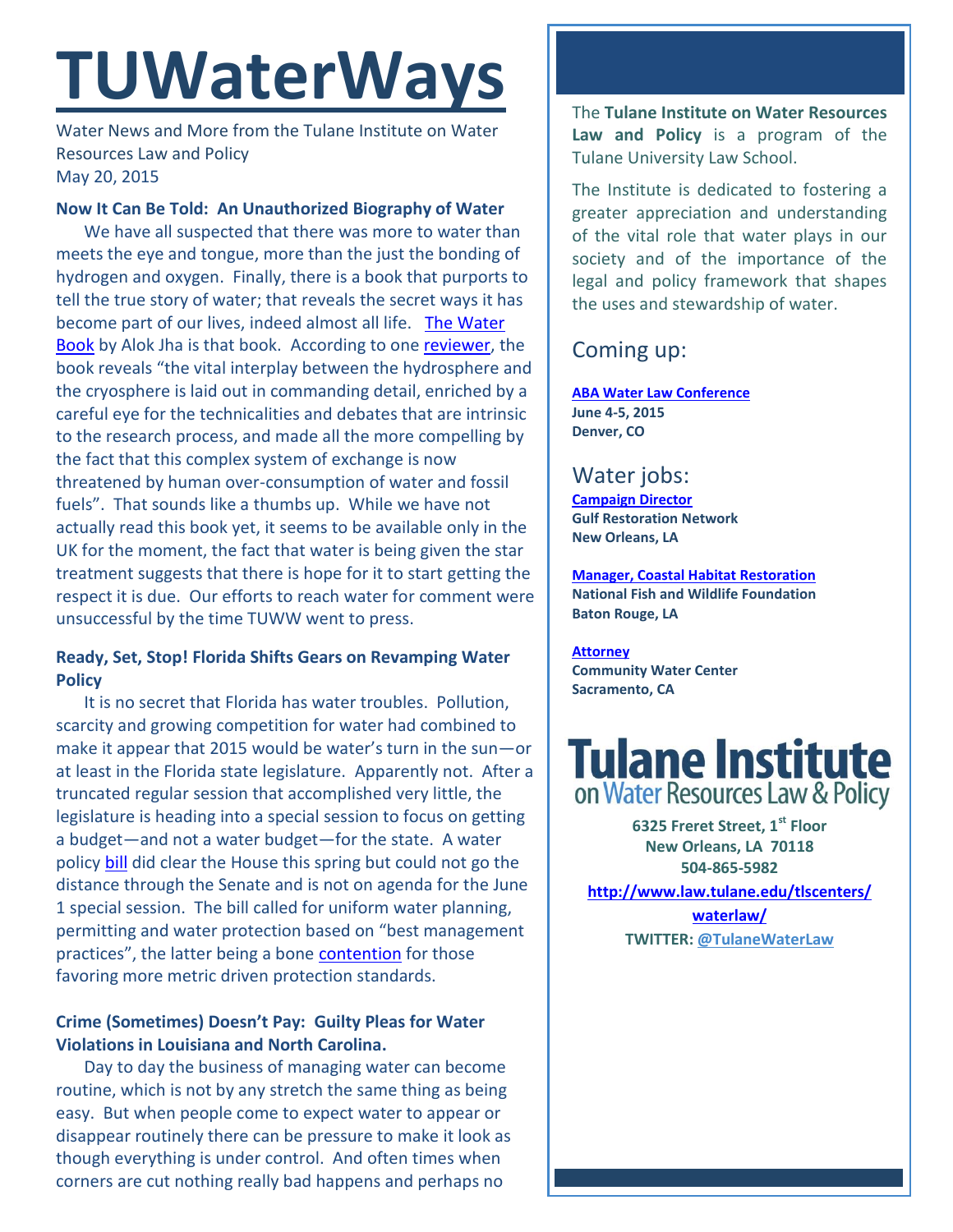# TUWaterWays

Water News and More from the Tulane Institute on Water Resources Law and Policy
May 20, 2015

### Now It Can Be Told: An Unauthorized Biography of Water

We have all suspected that there was more to water than meets the eye and tongue, more than the just the bonding of hydrogen and oxygen. Finally, there is a book that purports to tell the true story of water; that reveals the secret ways it has become part of our lives, indeed almost all life. The Water Book by Alok Jha is that book. According to one reviewer, the book reveals "the vital interplay between the hydrosphere and the cryosphere is laid out in commanding detail, enriched by a careful eye for the technicalities and debates that are intrinsic to the research process, and made all the more compelling by the fact that this complex system of exchange is now threatened by human over-consumption of water and fossil fuels". That sounds like a thumbs up. While we have not actually read this book yet, it seems to be available only in the UK for the moment, the fact that water is being given the star treatment suggests that there is hope for it to start getting the respect it is due. Our efforts to reach water for comment were unsuccessful by the time TUWW went to press.

### Ready, Set, Stop! Florida Shifts Gears on Revamping Water Policy

It is no secret that Florida has water troubles. Pollution, scarcity and growing competition for water had combined to make it appear that 2015 would be water's turn in the sun—or at least in the Florida state legislature. Apparently not. After a truncated regular session that accomplished very little, the legislature is heading into a special session to focus on getting a budget—and not a water budget—for the state. A water policy bill did clear the House this spring but could not go the distance through the Senate and is not on agenda for the June 1 special session. The bill called for uniform water planning, permitting and water protection based on "best management practices", the latter being a bone contention for those favoring more metric driven protection standards.

### Crime (Sometimes) Doesn't Pay: Guilty Pleas for Water Violations in Louisiana and North Carolina.

Day to day the business of managing water can become routine, which is not by any stretch the same thing as being easy. But when people come to expect water to appear or disappear routinely there can be pressure to make it look as though everything is under control. And often times when corners are cut nothing really bad happens and perhaps no

---

The **Tulane Institute on Water Resources Law and Policy** is a program of the Tulane University Law School.

The Institute is dedicated to fostering a greater appreciation and understanding of the vital role that water plays in our society and of the importance of the legal and policy framework that shapes the uses and stewardship of water.

## Coming up:

**ABA Water Law Conference**
**June 4-5, 2015**
**Denver, CO**

## Water jobs:

**Campaign Director**
**Gulf Restoration Network**
**New Orleans, LA**

**Manager, Coastal Habitat Restoration**
**National Fish and Wildlife Foundation**
**Baton Rouge, LA**

**Attorney**
**Community Water Center**
**Sacramento, CA**

**Tulane Institute on Water Resources Law & Policy**

**6325 Freret Street, 1st Floor**
**New Orleans, LA 70118**
**504-865-5982**
**http://www.law.tulane.edu/tlscenters/waterlaw/**
**TWITTER: @TulaneWaterLaw**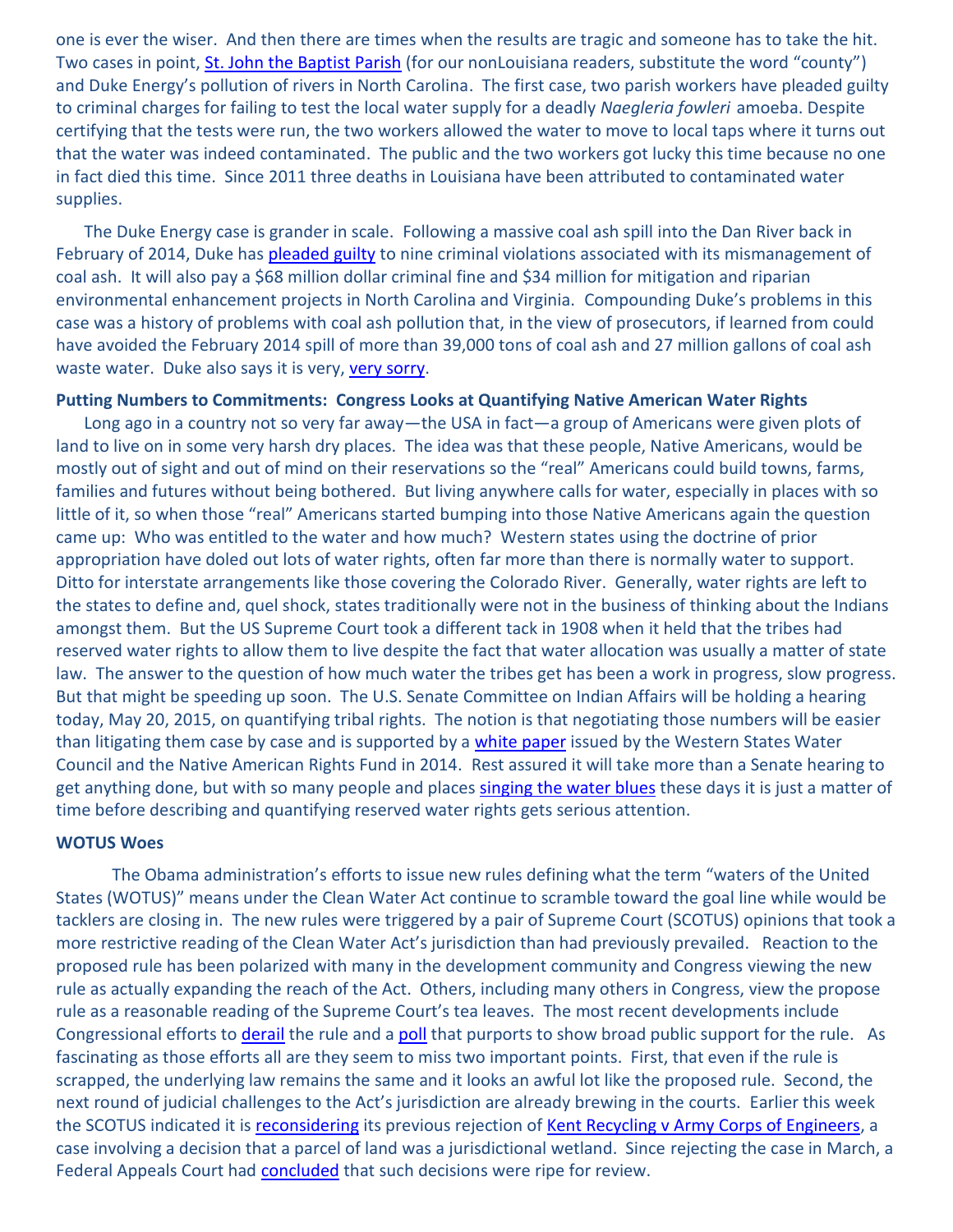one is ever the wiser. And then there are times when the results are tragic and someone has to take the hit. Two cases in point, St. John the Baptist Parish (for our nonLouisiana readers, substitute the word "county") and Duke Energy's pollution of rivers in North Carolina. The first case, two parish workers have pleaded guilty to criminal charges for failing to test the local water supply for a deadly *Naegleria fowleri* amoeba. Despite certifying that the tests were run, the two workers allowed the water to move to local taps where it turns out that the water was indeed contaminated. The public and the two workers got lucky this time because no one in fact died this time. Since 2011 three deaths in Louisiana have been attributed to contaminated water supplies.

The Duke Energy case is grander in scale. Following a massive coal ash spill into the Dan River back in February of 2014, Duke has pleaded guilty to nine criminal violations associated with its mismanagement of coal ash. It will also pay a $68 million dollar criminal fine and $34 million for mitigation and riparian environmental enhancement projects in North Carolina and Virginia. Compounding Duke's problems in this case was a history of problems with coal ash pollution that, in the view of prosecutors, if learned from could have avoided the February 2014 spill of more than 39,000 tons of coal ash and 27 million gallons of coal ash waste water. Duke also says it is very, very sorry.

**Putting Numbers to Commitments: Congress Looks at Quantifying Native American Water Rights**

Long ago in a country not so very far away—the USA in fact—a group of Americans were given plots of land to live on in some very harsh dry places. The idea was that these people, Native Americans, would be mostly out of sight and out of mind on their reservations so the "real" Americans could build towns, farms, families and futures without being bothered. But living anywhere calls for water, especially in places with so little of it, so when those "real" Americans started bumping into those Native Americans again the question came up: Who was entitled to the water and how much? Western states using the doctrine of prior appropriation have doled out lots of water rights, often far more than there is normally water to support. Ditto for interstate arrangements like those covering the Colorado River. Generally, water rights are left to the states to define and, quel shock, states traditionally were not in the business of thinking about the Indians amongst them. But the US Supreme Court took a different tack in 1908 when it held that the tribes had reserved water rights to allow them to live despite the fact that water allocation was usually a matter of state law. The answer to the question of how much water the tribes get has been a work in progress, slow progress. But that might be speeding up soon. The U.S. Senate Committee on Indian Affairs will be holding a hearing today, May 20, 2015, on quantifying tribal rights. The notion is that negotiating those numbers will be easier than litigating them case by case and is supported by a white paper issued by the Western States Water Council and the Native American Rights Fund in 2014. Rest assured it will take more than a Senate hearing to get anything done, but with so many people and places singing the water blues these days it is just a matter of time before describing and quantifying reserved water rights gets serious attention.

**WOTUS Woes**

The Obama administration's efforts to issue new rules defining what the term "waters of the United States (WOTUS)" means under the Clean Water Act continue to scramble toward the goal line while would be tacklers are closing in. The new rules were triggered by a pair of Supreme Court (SCOTUS) opinions that took a more restrictive reading of the Clean Water Act's jurisdiction than had previously prevailed. Reaction to the proposed rule has been polarized with many in the development community and Congress viewing the new rule as actually expanding the reach of the Act. Others, including many others in Congress, view the propose rule as a reasonable reading of the Supreme Court's tea leaves. The most recent developments include Congressional efforts to derail the rule and a poll that purports to show broad public support for the rule. As fascinating as those efforts all are they seem to miss two important points. First, that even if the rule is scrapped, the underlying law remains the same and it looks an awful lot like the proposed rule. Second, the next round of judicial challenges to the Act's jurisdiction are already brewing in the courts. Earlier this week the SCOTUS indicated it is reconsidering its previous rejection of Kent Recycling v Army Corps of Engineers, a case involving a decision that a parcel of land was a jurisdictional wetland. Since rejecting the case in March, a Federal Appeals Court had concluded that such decisions were ripe for review.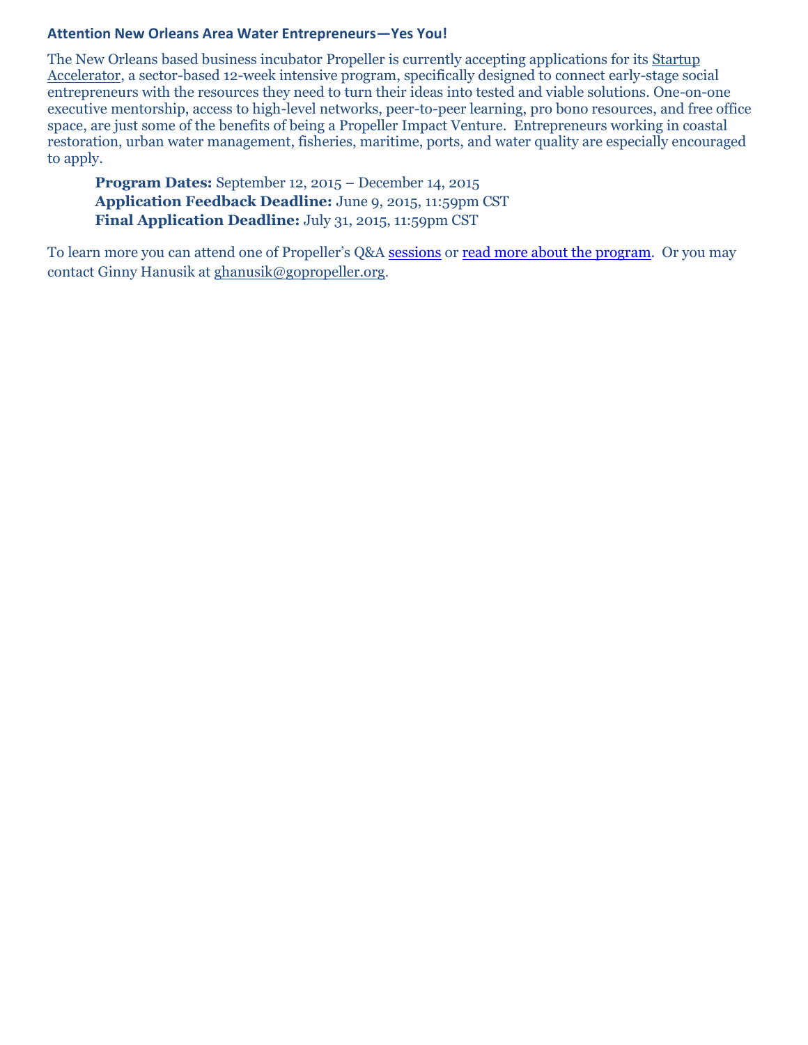### Attention New Orleans Area Water Entrepreneurs—Yes You!

The New Orleans based business incubator Propeller is currently accepting applications for its Startup Accelerator, a sector-based 12-week intensive program, specifically designed to connect early-stage social entrepreneurs with the resources they need to turn their ideas into tested and viable solutions. One-on-one executive mentorship, access to high-level networks, peer-to-peer learning, pro bono resources, and free office space, are just some of the benefits of being a Propeller Impact Venture. Entrepreneurs working in coastal restoration, urban water management, fisheries, maritime, ports, and water quality are especially encouraged to apply.

> **Program Dates:** September 12, 2015 – December 14, 2015
> **Application Feedback Deadline:** June 9, 2015, 11:59pm CST
> **Final Application Deadline:** July 31, 2015, 11:59pm CST

To learn more you can attend one of Propeller's Q&A sessions or read more about the program. Or you may contact Ginny Hanusik at ghanusik@gopropeller.org.